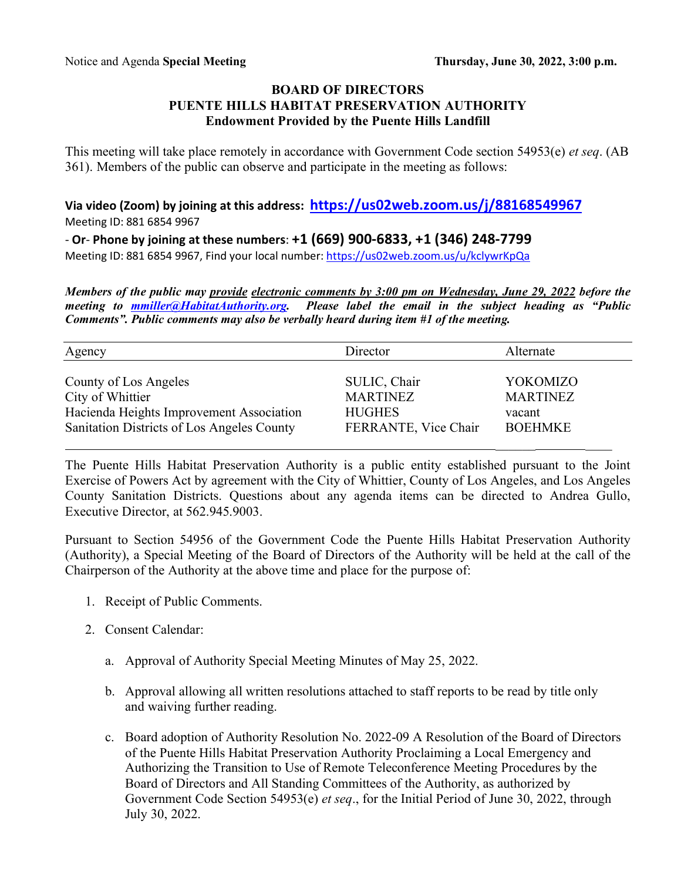Notice and Agenda **Special Meeting** **Thursday, June 30, 2022, 3:00 p.m.**

# BOARD OF DIRECTORS
# PUENTE HILLS HABITAT PRESERVATION AUTHORITY
## Endowment Provided by the Puente Hills Landfill

This meeting will take place remotely in accordance with Government Code section 54953(e) *et seq*. (AB 361). Members of the public can observe and participate in the meeting as follows:

**Via video (Zoom) by joining at this address: https://us02web.zoom.us/j/88168549967**
Meeting ID: 881 6854 9967

\- **Or**- **Phone by joining at these numbers**: **+1 (669) 900-6833, +1 (346) 248-7799**
Meeting ID: 881 6854 9967, Find your local number: https://us02web.zoom.us/u/kclywrKpQa

***Members of the public may provide electronic comments by 3:00 pm on Wednesday, June 29, 2022 before the meeting to mmiller@HabitatAuthority.org. Please label the email in the subject heading as "Public Comments". Public comments may also be verbally heard during item #1 of the meeting.***

| Agency | Director | Alternate |
|---|---|---|
| County of Los Angeles | SULIC, Chair | YOKOMIZO |
| City of Whittier | MARTINEZ | MARTINEZ |
| Hacienda Heights Improvement Association | HUGHES | vacant |
| Sanitation Districts of Los Angeles County | FERRANTE, Vice Chair | BOEHMKE |

The Puente Hills Habitat Preservation Authority is a public entity established pursuant to the Joint Exercise of Powers Act by agreement with the City of Whittier, County of Los Angeles, and Los Angeles County Sanitation Districts. Questions about any agenda items can be directed to Andrea Gullo, Executive Director, at 562.945.9003.

Pursuant to Section 54956 of the Government Code the Puente Hills Habitat Preservation Authority (Authority), a Special Meeting of the Board of Directors of the Authority will be held at the call of the Chairperson of the Authority at the above time and place for the purpose of:

1. Receipt of Public Comments.
2. Consent Calendar:
   a. Approval of Authority Special Meeting Minutes of May 25, 2022.
   b. Approval allowing all written resolutions attached to staff reports to be read by title only and waiving further reading.
   c. Board adoption of Authority Resolution No. 2022-09 A Resolution of the Board of Directors of the Puente Hills Habitat Preservation Authority Proclaiming a Local Emergency and Authorizing the Transition to Use of Remote Teleconference Meeting Procedures by the Board of Directors and All Standing Committees of the Authority, as authorized by Government Code Section 54953(e) *et seq*., for the Initial Period of June 30, 2022, through July 30, 2022.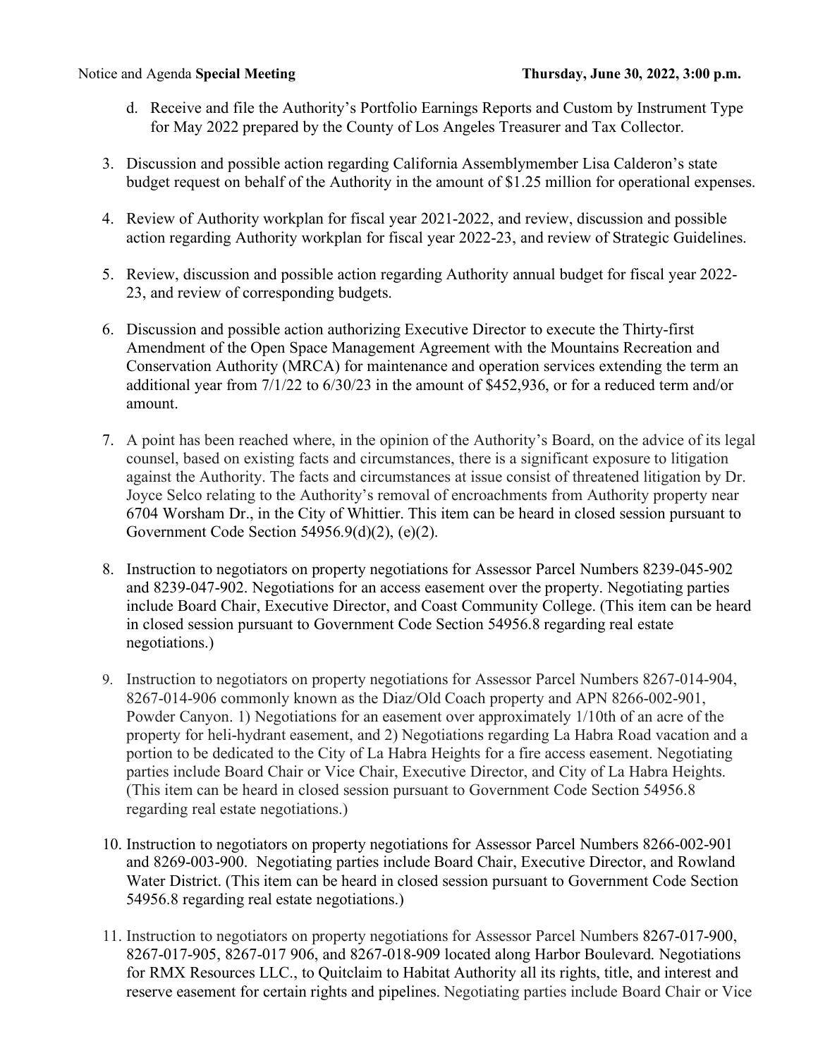d. Receive and file the Authority's Portfolio Earnings Reports and Custom by Instrument Type for May 2022 prepared by the County of Los Angeles Treasurer and Tax Collector.

3. Discussion and possible action regarding California Assemblymember Lisa Calderon's state budget request on behalf of the Authority in the amount of $1.25 million for operational expenses.

4. Review of Authority workplan for fiscal year 2021-2022, and review, discussion and possible action regarding Authority workplan for fiscal year 2022-23, and review of Strategic Guidelines.

5. Review, discussion and possible action regarding Authority annual budget for fiscal year 2022-23, and review of corresponding budgets.

6. Discussion and possible action authorizing Executive Director to execute the Thirty-first Amendment of the Open Space Management Agreement with the Mountains Recreation and Conservation Authority (MRCA) for maintenance and operation services extending the term an additional year from 7/1/22 to 6/30/23 in the amount of $452,936, or for a reduced term and/or amount.

7. A point has been reached where, in the opinion of the Authority's Board, on the advice of its legal counsel, based on existing facts and circumstances, there is a significant exposure to litigation against the Authority. The facts and circumstances at issue consist of threatened litigation by Dr. Joyce Selco relating to the Authority's removal of encroachments from Authority property near 6704 Worsham Dr., in the City of Whittier. This item can be heard in closed session pursuant to Government Code Section 54956.9(d)(2), (e)(2).

8. Instruction to negotiators on property negotiations for Assessor Parcel Numbers 8239-045-902 and 8239-047-902. Negotiations for an access easement over the property. Negotiating parties include Board Chair, Executive Director, and Coast Community College. (This item can be heard in closed session pursuant to Government Code Section 54956.8 regarding real estate negotiations.)

9. Instruction to negotiators on property negotiations for Assessor Parcel Numbers 8267-014-904, 8267-014-906 commonly known as the Diaz/Old Coach property and APN 8266-002-901, Powder Canyon. 1) Negotiations for an easement over approximately 1/10th of an acre of the property for heli-hydrant easement, and 2) Negotiations regarding La Habra Road vacation and a portion to be dedicated to the City of La Habra Heights for a fire access easement. Negotiating parties include Board Chair or Vice Chair, Executive Director, and City of La Habra Heights. (This item can be heard in closed session pursuant to Government Code Section 54956.8 regarding real estate negotiations.)

10. Instruction to negotiators on property negotiations for Assessor Parcel Numbers 8266-002-901 and 8269-003-900. Negotiating parties include Board Chair, Executive Director, and Rowland Water District. (This item can be heard in closed session pursuant to Government Code Section 54956.8 regarding real estate negotiations.)

11. Instruction to negotiators on property negotiations for Assessor Parcel Numbers 8267-017-900, 8267-017-905, 8267-017 906, and 8267-018-909 located along Harbor Boulevard. Negotiations for RMX Resources LLC., to Quitclaim to Habitat Authority all its rights, title, and interest and reserve easement for certain rights and pipelines. Negotiating parties include Board Chair or Vice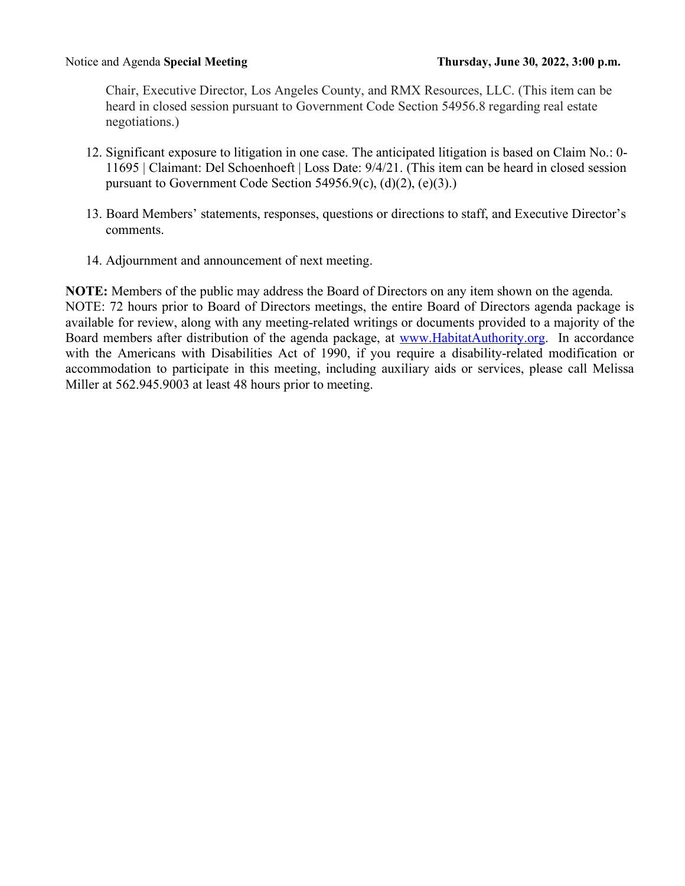Chair, Executive Director, Los Angeles County, and RMX Resources, LLC. (This item can be heard in closed session pursuant to Government Code Section 54956.8 regarding real estate negotiations.)

12. Significant exposure to litigation in one case. The anticipated litigation is based on Claim No.: 0-11695 | Claimant: Del Schoenhoeft | Loss Date: 9/4/21. (This item can be heard in closed session pursuant to Government Code Section 54956.9(c), (d)(2), (e)(3).)

13. Board Members' statements, responses, questions or directions to staff, and Executive Director's comments.

14. Adjournment and announcement of next meeting.

**NOTE:** Members of the public may address the Board of Directors on any item shown on the agenda. NOTE: 72 hours prior to Board of Directors meetings, the entire Board of Directors agenda package is available for review, along with any meeting-related writings or documents provided to a majority of the Board members after distribution of the agenda package, at www.HabitatAuthority.org. In accordance with the Americans with Disabilities Act of 1990, if you require a disability-related modification or accommodation to participate in this meeting, including auxiliary aids or services, please call Melissa Miller at 562.945.9003 at least 48 hours prior to meeting.